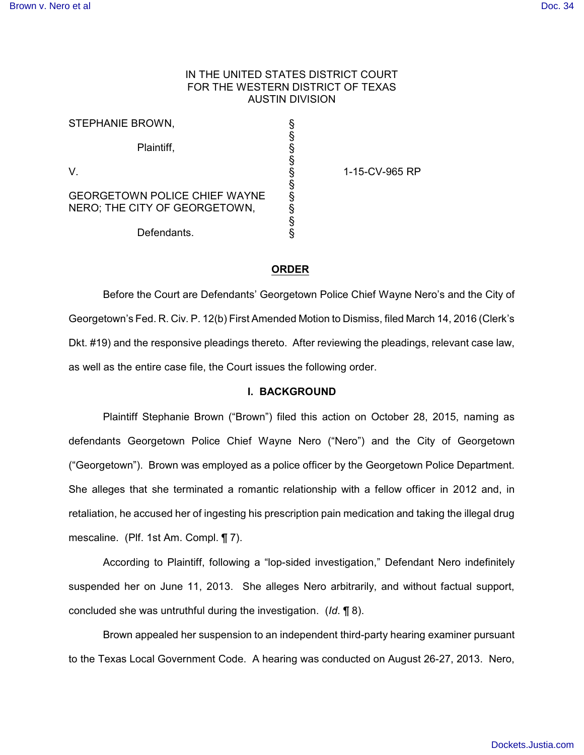IN THE UNITED STATES DISTRICT COURT
FOR THE WESTERN DISTRICT OF TEXAS
AUSTIN DIVISION

| | | |
|---|---|---|
| STEPHANIE BROWN, | § | |
| | § | |
| Plaintiff, | § | |
| | § | |
| V. | § | 1-15-CV-965 RP |
| | § | |
| GEORGETOWN POLICE CHIEF WAYNE NERO; THE CITY OF GEORGETOWN, | § | |
| | § | |
| | § | |
| Defendants. | § | |

**ORDER**

Before the Court are Defendants' Georgetown Police Chief Wayne Nero's and the City of Georgetown's Fed. R. Civ. P. 12(b) First Amended Motion to Dismiss, filed March 14, 2016 (Clerk's Dkt. #19) and the responsive pleadings thereto. After reviewing the pleadings, relevant case law, as well as the entire case file, the Court issues the following order.

**I. BACKGROUND**

Plaintiff Stephanie Brown ("Brown") filed this action on October 28, 2015, naming as defendants Georgetown Police Chief Wayne Nero ("Nero") and the City of Georgetown ("Georgetown"). Brown was employed as a police officer by the Georgetown Police Department. She alleges that she terminated a romantic relationship with a fellow officer in 2012 and, in retaliation, he accused her of ingesting his prescription pain medication and taking the illegal drug mescaline. (Plf. 1st Am. Compl. ¶ 7).

According to Plaintiff, following a "lop-sided investigation," Defendant Nero indefinitely suspended her on June 11, 2013. She alleges Nero arbitrarily, and without factual support, concluded she was untruthful during the investigation. (*Id.* ¶ 8).

Brown appealed her suspension to an independent third-party hearing examiner pursuant to the Texas Local Government Code. A hearing was conducted on August 26-27, 2013. Nero,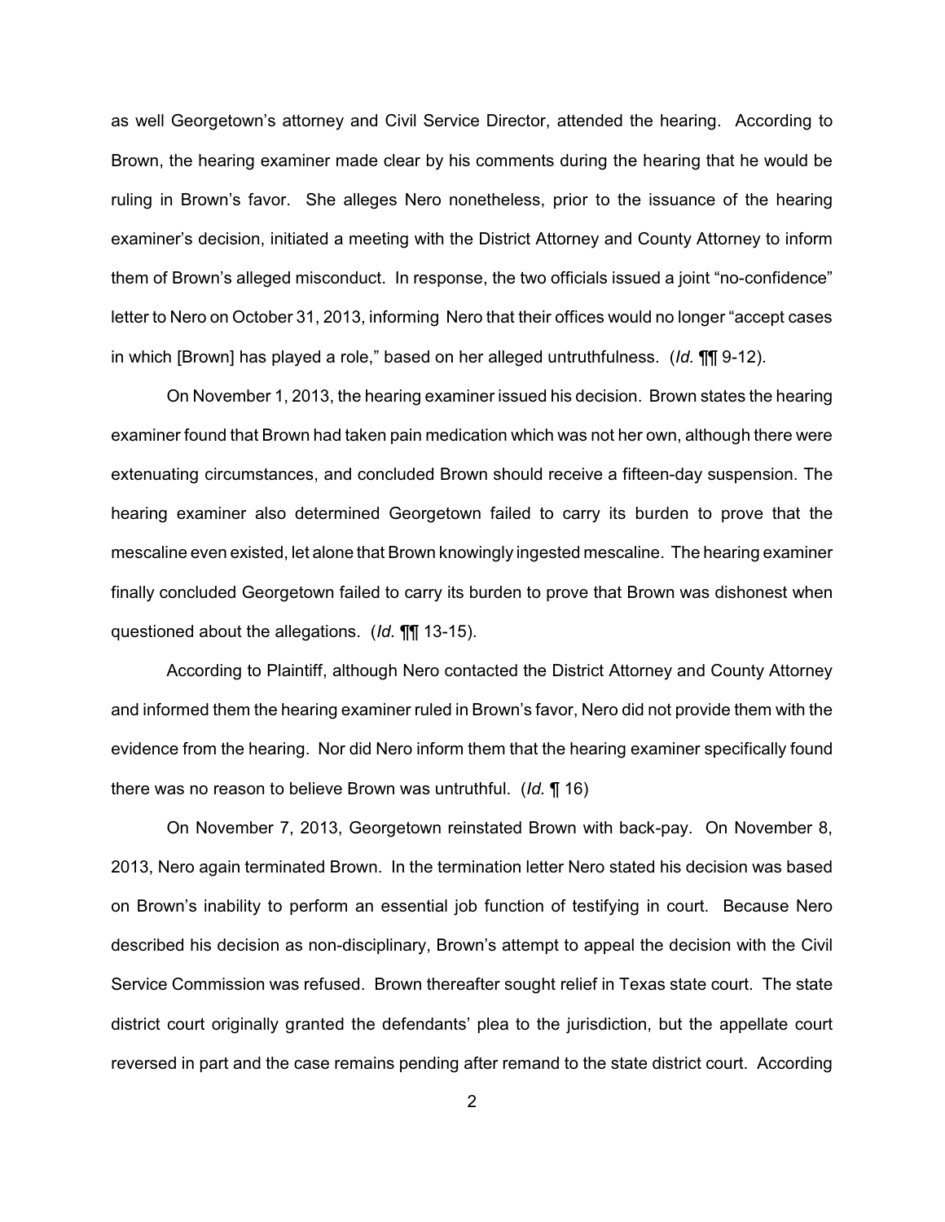as well Georgetown's attorney and Civil Service Director, attended the hearing. According to Brown, the hearing examiner made clear by his comments during the hearing that he would be ruling in Brown's favor. She alleges Nero nonetheless, prior to the issuance of the hearing examiner's decision, initiated a meeting with the District Attorney and County Attorney to inform them of Brown's alleged misconduct. In response, the two officials issued a joint "no-confidence" letter to Nero on October 31, 2013, informing Nero that their offices would no longer "accept cases in which [Brown] has played a role," based on her alleged untruthfulness. (*Id.* ¶¶ 9-12).

On November 1, 2013, the hearing examiner issued his decision. Brown states the hearing examiner found that Brown had taken pain medication which was not her own, although there were extenuating circumstances, and concluded Brown should receive a fifteen-day suspension. The hearing examiner also determined Georgetown failed to carry its burden to prove that the mescaline even existed, let alone that Brown knowingly ingested mescaline. The hearing examiner finally concluded Georgetown failed to carry its burden to prove that Brown was dishonest when questioned about the allegations. (*Id.* ¶¶ 13-15).

According to Plaintiff, although Nero contacted the District Attorney and County Attorney and informed them the hearing examiner ruled in Brown's favor, Nero did not provide them with the evidence from the hearing. Nor did Nero inform them that the hearing examiner specifically found there was no reason to believe Brown was untruthful. (*Id.* ¶ 16)

On November 7, 2013, Georgetown reinstated Brown with back-pay. On November 8, 2013, Nero again terminated Brown. In the termination letter Nero stated his decision was based on Brown's inability to perform an essential job function of testifying in court. Because Nero described his decision as non-disciplinary, Brown's attempt to appeal the decision with the Civil Service Commission was refused. Brown thereafter sought relief in Texas state court. The state district court originally granted the defendants' plea to the jurisdiction, but the appellate court reversed in part and the case remains pending after remand to the state district court. According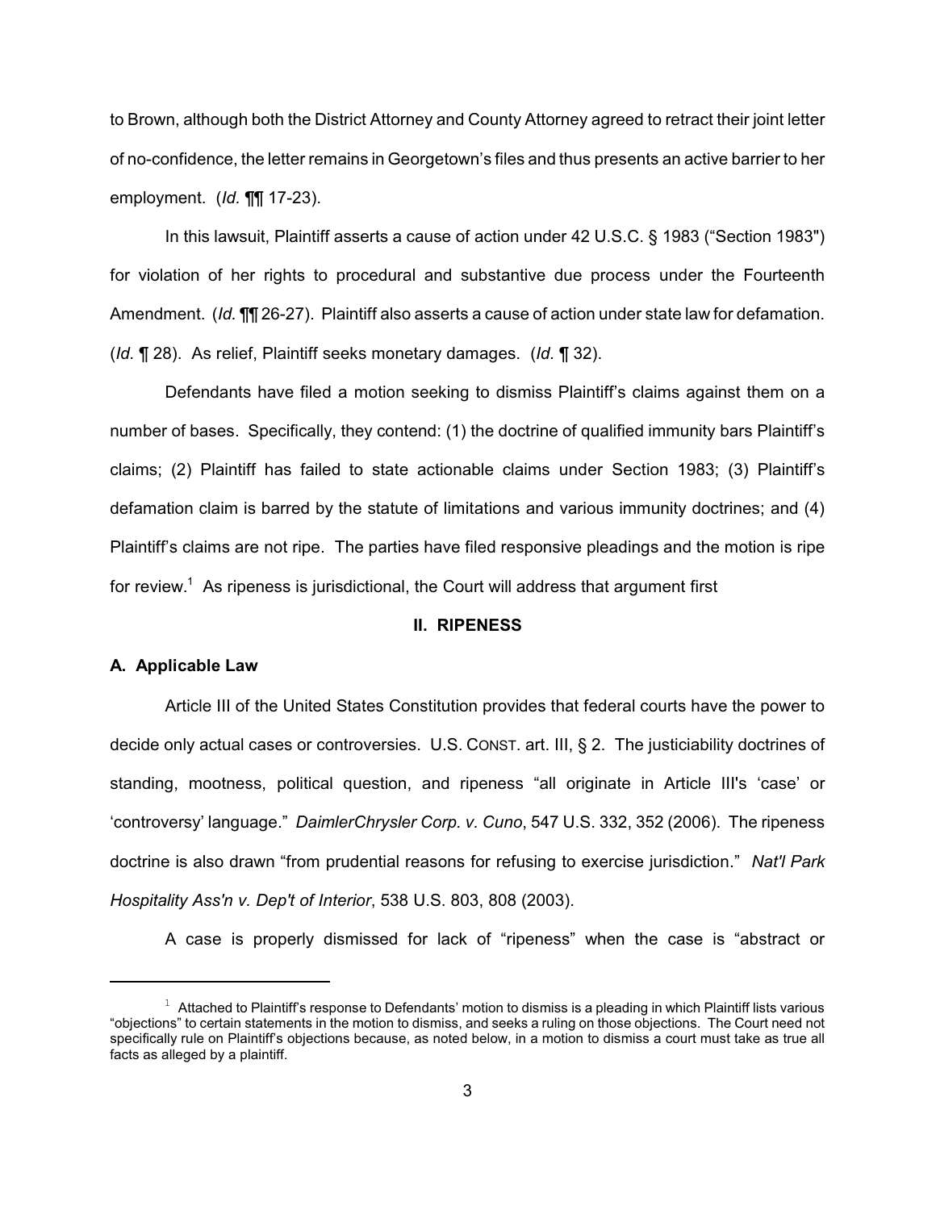to Brown, although both the District Attorney and County Attorney agreed to retract their joint letter of no-confidence, the letter remains in Georgetown's files and thus presents an active barrier to her employment. (*Id.* ¶¶ 17-23).

In this lawsuit, Plaintiff asserts a cause of action under 42 U.S.C. § 1983 ("Section 1983") for violation of her rights to procedural and substantive due process under the Fourteenth Amendment. (*Id.* ¶¶ 26-27). Plaintiff also asserts a cause of action under state law for defamation. (*Id.* ¶ 28). As relief, Plaintiff seeks monetary damages. (*Id.* ¶ 32).

Defendants have filed a motion seeking to dismiss Plaintiff's claims against them on a number of bases. Specifically, they contend: (1) the doctrine of qualified immunity bars Plaintiff's claims; (2) Plaintiff has failed to state actionable claims under Section 1983; (3) Plaintiff's defamation claim is barred by the statute of limitations and various immunity doctrines; and (4) Plaintiff's claims are not ripe. The parties have filed responsive pleadings and the motion is ripe for review.[1] As ripeness is jurisdictional, the Court will address that argument first

## II. RIPENESS

### A. Applicable Law

Article III of the United States Constitution provides that federal courts have the power to decide only actual cases or controversies. U.S. CONST. art. III, § 2. The justiciability doctrines of standing, mootness, political question, and ripeness "all originate in Article III's 'case' or 'controversy' language." *DaimlerChrysler Corp. v. Cuno*, 547 U.S. 332, 352 (2006). The ripeness doctrine is also drawn "from prudential reasons for refusing to exercise jurisdiction." *Nat'l Park Hospitality Ass'n v. Dep't of Interior*, 538 U.S. 803, 808 (2003).

A case is properly dismissed for lack of "ripeness" when the case is "abstract or

[1] Attached to Plaintiff's response to Defendants' motion to dismiss is a pleading in which Plaintiff lists various "objections" to certain statements in the motion to dismiss, and seeks a ruling on those objections. The Court need not specifically rule on Plaintiff's objections because, as noted below, in a motion to dismiss a court must take as true all facts as alleged by a plaintiff.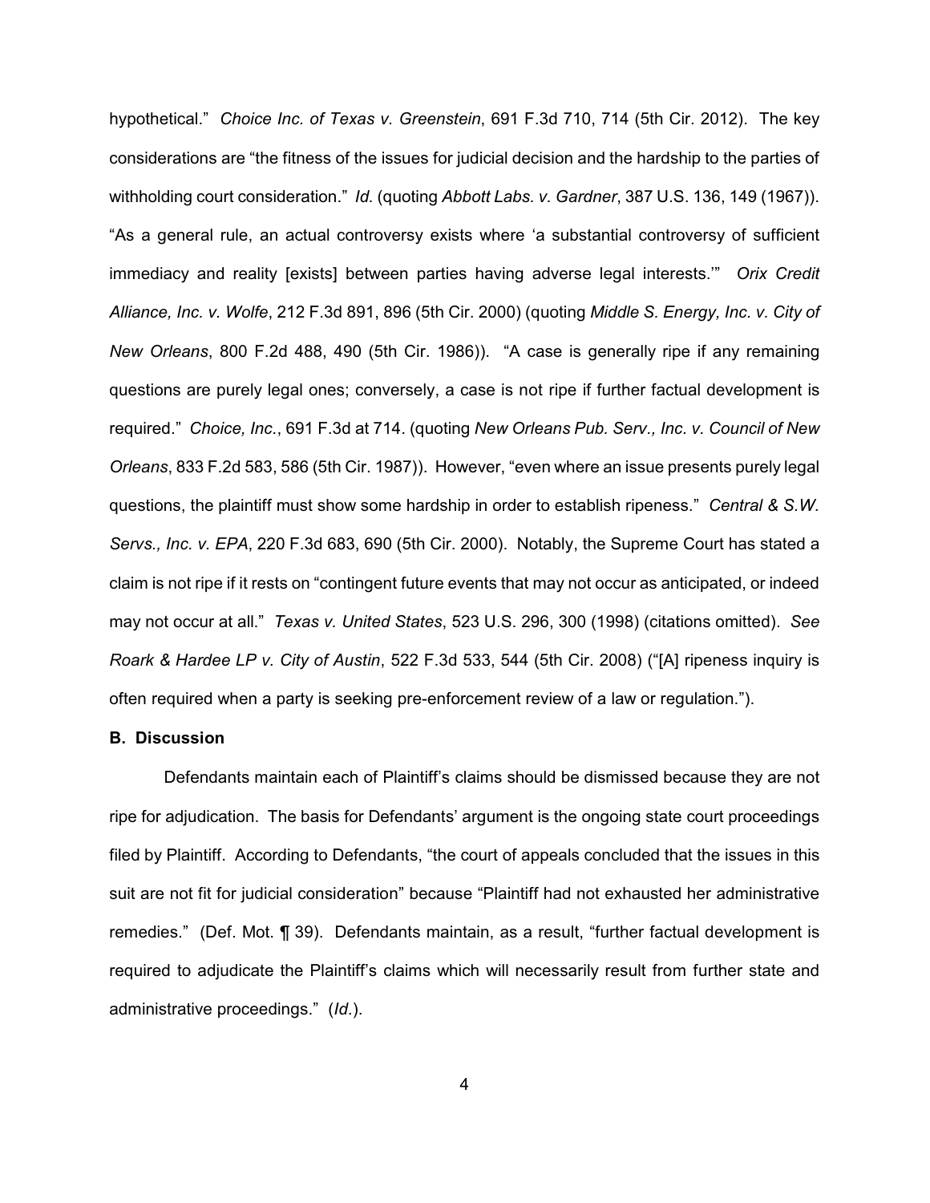hypothetical." *Choice Inc. of Texas v. Greenstein*, 691 F.3d 710, 714 (5th Cir. 2012). The key considerations are "the fitness of the issues for judicial decision and the hardship to the parties of withholding court consideration." *Id.* (quoting *Abbott Labs. v. Gardner*, 387 U.S. 136, 149 (1967)). "As a general rule, an actual controversy exists where 'a substantial controversy of sufficient immediacy and reality [exists] between parties having adverse legal interests.'" *Orix Credit Alliance, Inc. v. Wolfe*, 212 F.3d 891, 896 (5th Cir. 2000) (quoting *Middle S. Energy, Inc. v. City of New Orleans*, 800 F.2d 488, 490 (5th Cir. 1986)). "A case is generally ripe if any remaining questions are purely legal ones; conversely, a case is not ripe if further factual development is required." *Choice, Inc.*, 691 F.3d at 714. (quoting *New Orleans Pub. Serv., Inc. v. Council of New Orleans*, 833 F.2d 583, 586 (5th Cir. 1987)). However, "even where an issue presents purely legal questions, the plaintiff must show some hardship in order to establish ripeness." *Central & S.W. Servs., Inc. v. EPA*, 220 F.3d 683, 690 (5th Cir. 2000). Notably, the Supreme Court has stated a claim is not ripe if it rests on "contingent future events that may not occur as anticipated, or indeed may not occur at all." *Texas v. United States*, 523 U.S. 296, 300 (1998) (citations omitted). *See Roark & Hardee LP v. City of Austin*, 522 F.3d 533, 544 (5th Cir. 2008) ("[A] ripeness inquiry is often required when a party is seeking pre-enforcement review of a law or regulation.").

**B. Discussion**

Defendants maintain each of Plaintiff's claims should be dismissed because they are not ripe for adjudication. The basis for Defendants' argument is the ongoing state court proceedings filed by Plaintiff. According to Defendants, "the court of appeals concluded that the issues in this suit are not fit for judicial consideration" because "Plaintiff had not exhausted her administrative remedies." (Def. Mot. ¶ 39). Defendants maintain, as a result, "further factual development is required to adjudicate the Plaintiff's claims which will necessarily result from further state and administrative proceedings." (*Id.*).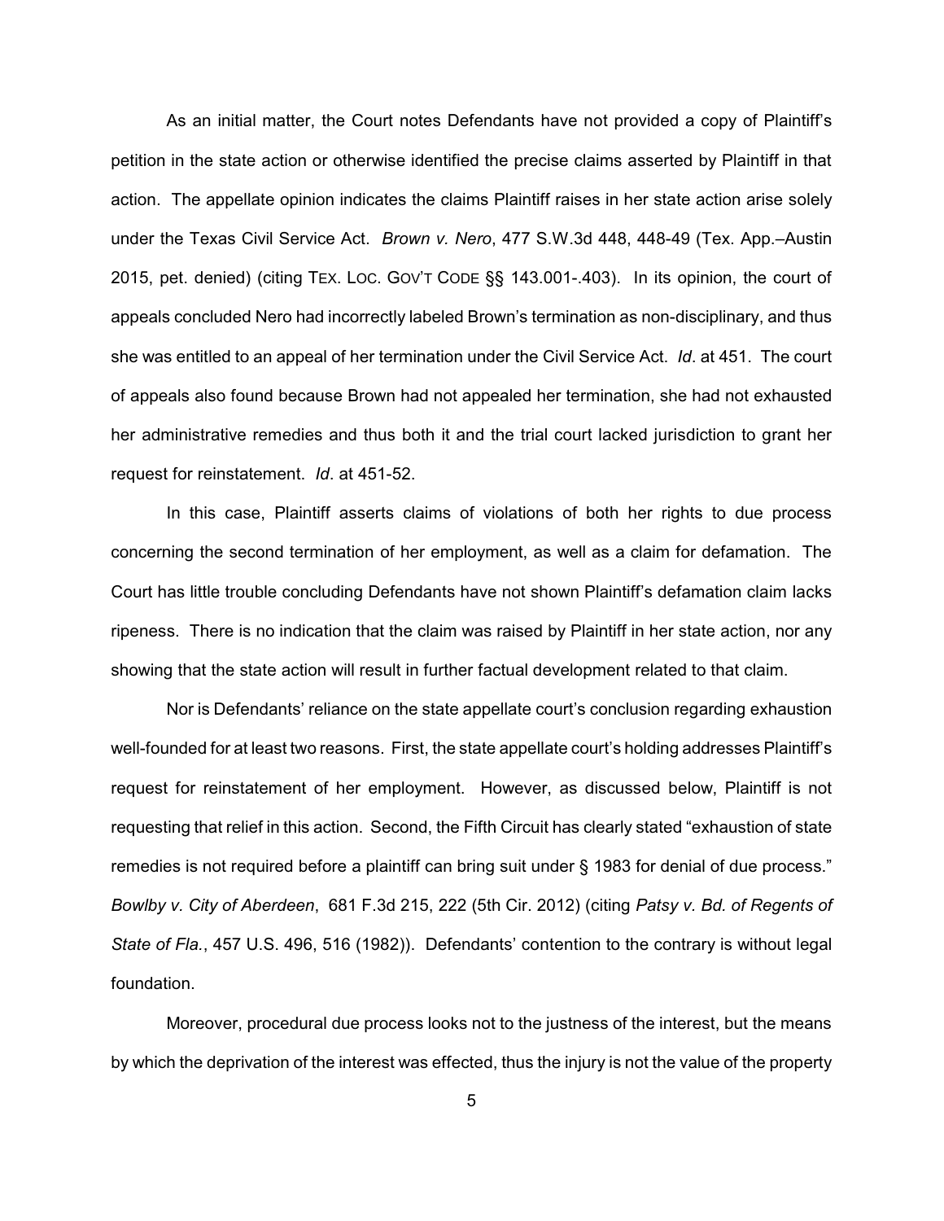As an initial matter, the Court notes Defendants have not provided a copy of Plaintiff's petition in the state action or otherwise identified the precise claims asserted by Plaintiff in that action. The appellate opinion indicates the claims Plaintiff raises in her state action arise solely under the Texas Civil Service Act. *Brown v. Nero*, 477 S.W.3d 448, 448-49 (Tex. App.–Austin 2015, pet. denied) (citing TEX. LOC. GOV'T CODE §§ 143.001-.403). In its opinion, the court of appeals concluded Nero had incorrectly labeled Brown's termination as non-disciplinary, and thus she was entitled to an appeal of her termination under the Civil Service Act. *Id*. at 451. The court of appeals also found because Brown had not appealed her termination, she had not exhausted her administrative remedies and thus both it and the trial court lacked jurisdiction to grant her request for reinstatement. *Id*. at 451-52.

In this case, Plaintiff asserts claims of violations of both her rights to due process concerning the second termination of her employment, as well as a claim for defamation. The Court has little trouble concluding Defendants have not shown Plaintiff's defamation claim lacks ripeness. There is no indication that the claim was raised by Plaintiff in her state action, nor any showing that the state action will result in further factual development related to that claim.

Nor is Defendants' reliance on the state appellate court's conclusion regarding exhaustion well-founded for at least two reasons. First, the state appellate court's holding addresses Plaintiff's request for reinstatement of her employment. However, as discussed below, Plaintiff is not requesting that relief in this action. Second, the Fifth Circuit has clearly stated "exhaustion of state remedies is not required before a plaintiff can bring suit under § 1983 for denial of due process." *Bowlby v. City of Aberdeen*, 681 F.3d 215, 222 (5th Cir. 2012) (citing *Patsy v. Bd. of Regents of State of Fla.*, 457 U.S. 496, 516 (1982)). Defendants' contention to the contrary is without legal foundation.

Moreover, procedural due process looks not to the justness of the interest, but the means by which the deprivation of the interest was effected, thus the injury is not the value of the property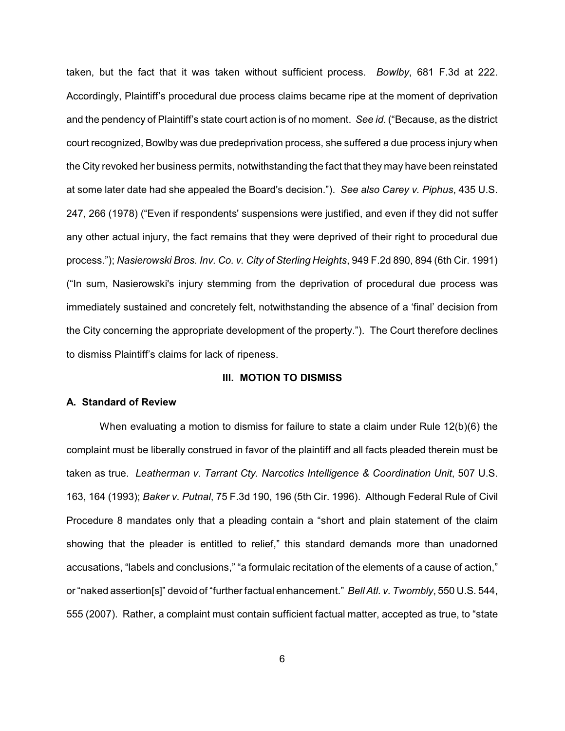taken, but the fact that it was taken without sufficient process. *Bowlby*, 681 F.3d at 222. Accordingly, Plaintiff's procedural due process claims became ripe at the moment of deprivation and the pendency of Plaintiff's state court action is of no moment. *See id*. ("Because, as the district court recognized, Bowlby was due predeprivation process, she suffered a due process injury when the City revoked her business permits, notwithstanding the fact that they may have been reinstated at some later date had she appealed the Board's decision."). *See also Carey v. Piphus*, 435 U.S. 247, 266 (1978) ("Even if respondents' suspensions were justified, and even if they did not suffer any other actual injury, the fact remains that they were deprived of their right to procedural due process."); *Nasierowski Bros. Inv. Co. v. City of Sterling Heights*, 949 F.2d 890, 894 (6th Cir. 1991) ("In sum, Nasierowski's injury stemming from the deprivation of procedural due process was immediately sustained and concretely felt, notwithstanding the absence of a 'final' decision from the City concerning the appropriate development of the property."). The Court therefore declines to dismiss Plaintiff's claims for lack of ripeness.

## III. MOTION TO DISMISS

### A. Standard of Review

When evaluating a motion to dismiss for failure to state a claim under Rule 12(b)(6) the complaint must be liberally construed in favor of the plaintiff and all facts pleaded therein must be taken as true. *Leatherman v. Tarrant Cty. Narcotics Intelligence & Coordination Unit*, 507 U.S. 163, 164 (1993); *Baker v. Putnal*, 75 F.3d 190, 196 (5th Cir. 1996). Although Federal Rule of Civil Procedure 8 mandates only that a pleading contain a "short and plain statement of the claim showing that the pleader is entitled to relief," this standard demands more than unadorned accusations, "labels and conclusions," "a formulaic recitation of the elements of a cause of action," or "naked assertion[s]" devoid of "further factual enhancement." *Bell Atl. v. Twombly*, 550 U.S. 544, 555 (2007). Rather, a complaint must contain sufficient factual matter, accepted as true, to "state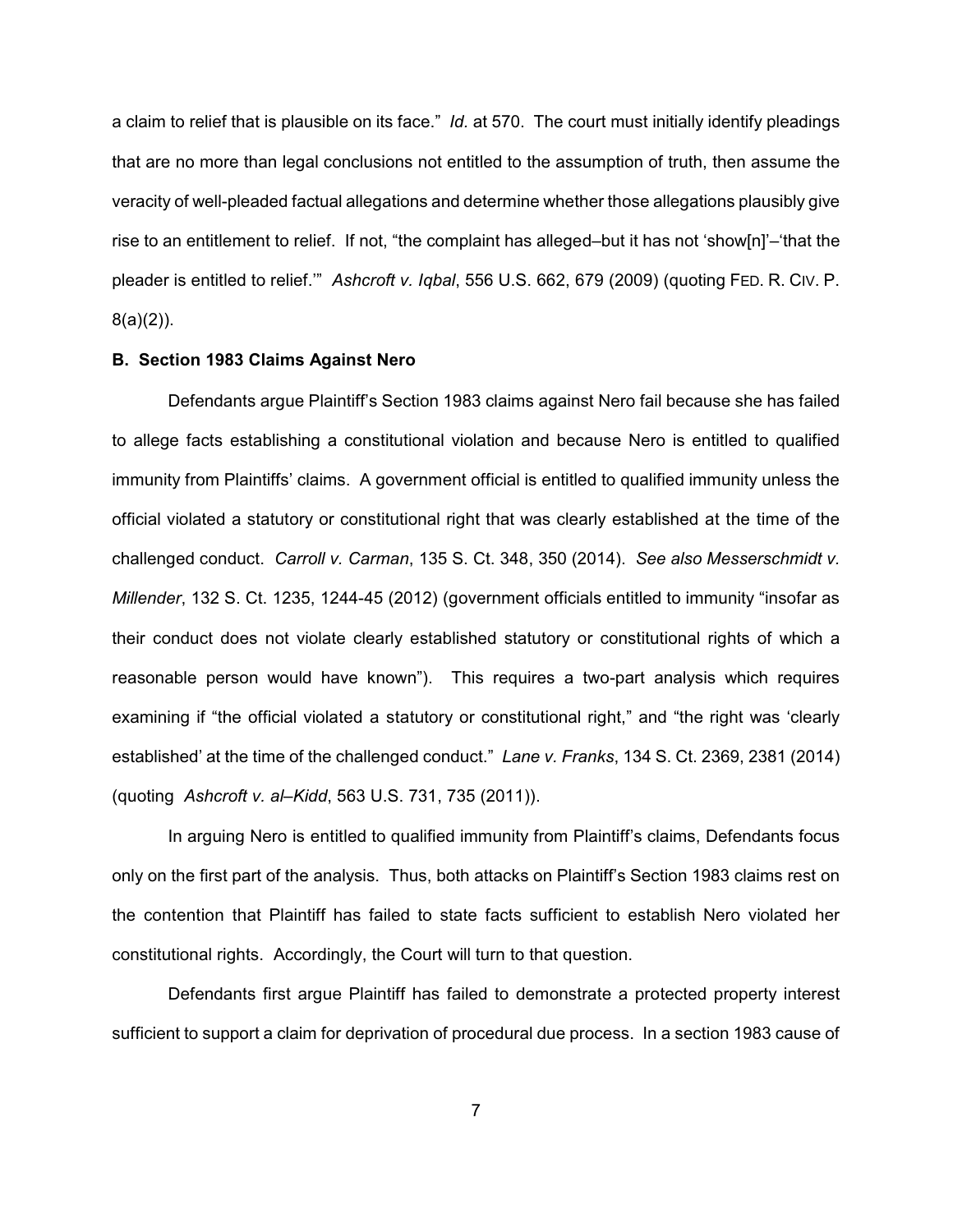a claim to relief that is plausible on its face." *Id.* at 570. The court must initially identify pleadings that are no more than legal conclusions not entitled to the assumption of truth, then assume the veracity of well-pleaded factual allegations and determine whether those allegations plausibly give rise to an entitlement to relief. If not, "the complaint has alleged–but it has not 'show[n]'–'that the pleader is entitled to relief.'" *Ashcroft v. Iqbal*, 556 U.S. 662, 679 (2009) (quoting FED. R. CIV. P. 8(a)(2)).

**B. Section 1983 Claims Against Nero**

Defendants argue Plaintiff's Section 1983 claims against Nero fail because she has failed to allege facts establishing a constitutional violation and because Nero is entitled to qualified immunity from Plaintiffs' claims. A government official is entitled to qualified immunity unless the official violated a statutory or constitutional right that was clearly established at the time of the challenged conduct. *Carroll v. Carman*, 135 S. Ct. 348, 350 (2014). *See also Messerschmidt v. Millender*, 132 S. Ct. 1235, 1244-45 (2012) (government officials entitled to immunity "insofar as their conduct does not violate clearly established statutory or constitutional rights of which a reasonable person would have known"). This requires a two-part analysis which requires examining if "the official violated a statutory or constitutional right," and "the right was 'clearly established' at the time of the challenged conduct." *Lane v. Franks*, 134 S. Ct. 2369, 2381 (2014) (quoting *Ashcroft v. al–Kidd*, 563 U.S. 731, 735 (2011)).

In arguing Nero is entitled to qualified immunity from Plaintiff's claims, Defendants focus only on the first part of the analysis. Thus, both attacks on Plaintiff's Section 1983 claims rest on the contention that Plaintiff has failed to state facts sufficient to establish Nero violated her constitutional rights. Accordingly, the Court will turn to that question.

Defendants first argue Plaintiff has failed to demonstrate a protected property interest sufficient to support a claim for deprivation of procedural due process. In a section 1983 cause of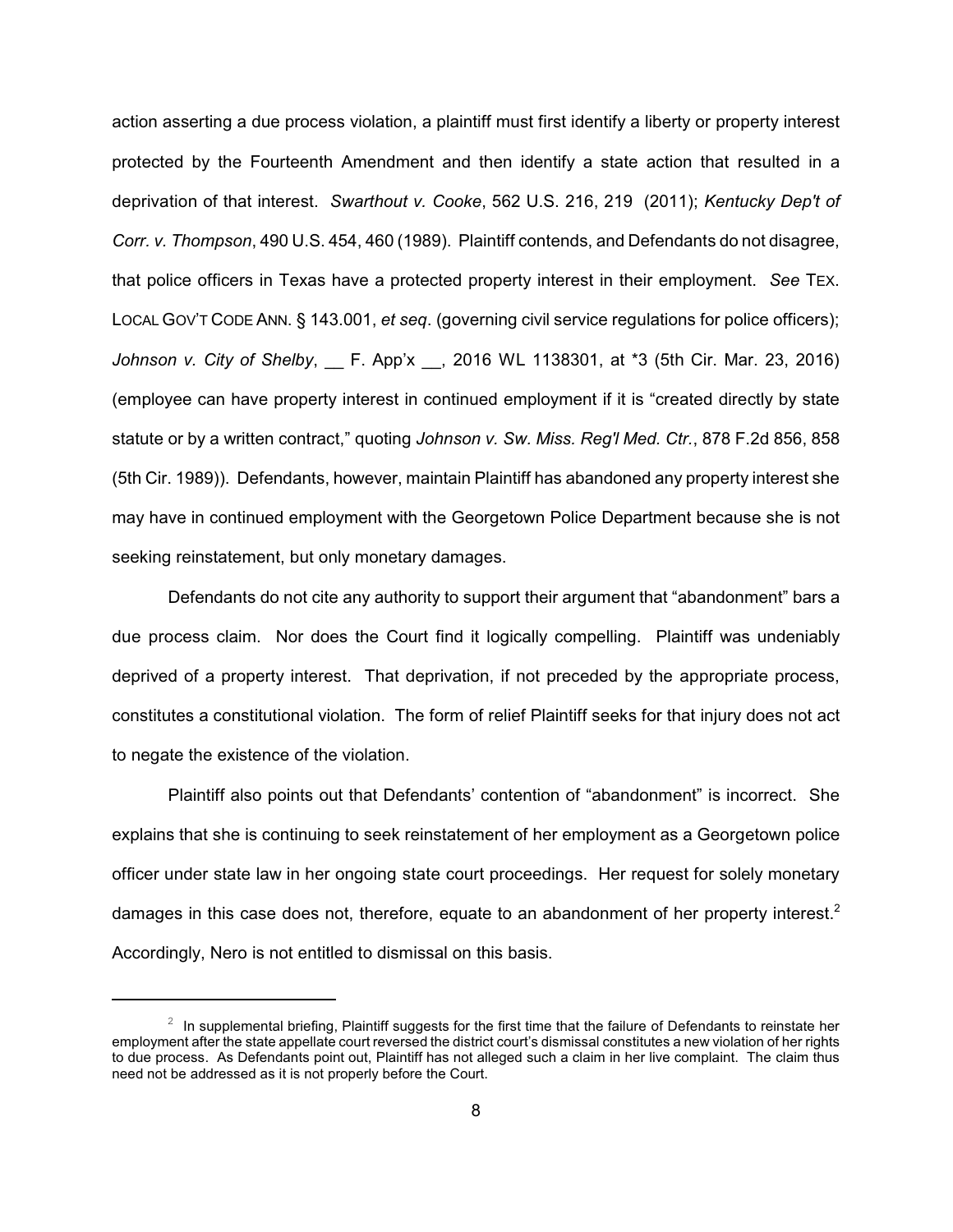action asserting a due process violation, a plaintiff must first identify a liberty or property interest protected by the Fourteenth Amendment and then identify a state action that resulted in a deprivation of that interest. *Swarthout v. Cooke*, 562 U.S. 216, 219 (2011); *Kentucky Dep't of Corr. v. Thompson*, 490 U.S. 454, 460 (1989). Plaintiff contends, and Defendants do not disagree, that police officers in Texas have a protected property interest in their employment. *See* TEX. LOCAL GOV'T CODE ANN. § 143.001, *et seq*. (governing civil service regulations for police officers); *Johnson v. City of Shelby*, __ F. App'x __, 2016 WL 1138301, at *3 (5th Cir. Mar. 23, 2016) (employee can have property interest in continued employment if it is "created directly by state statute or by a written contract," quoting *Johnson v. Sw. Miss. Reg'l Med. Ctr.*, 878 F.2d 856, 858 (5th Cir. 1989)). Defendants, however, maintain Plaintiff has abandoned any property interest she may have in continued employment with the Georgetown Police Department because she is not seeking reinstatement, but only monetary damages.

Defendants do not cite any authority to support their argument that "abandonment" bars a due process claim. Nor does the Court find it logically compelling. Plaintiff was undeniably deprived of a property interest. That deprivation, if not preceded by the appropriate process, constitutes a constitutional violation. The form of relief Plaintiff seeks for that injury does not act to negate the existence of the violation.

Plaintiff also points out that Defendants' contention of "abandonment" is incorrect. She explains that she is continuing to seek reinstatement of her employment as a Georgetown police officer under state law in her ongoing state court proceedings. Her request for solely monetary damages in this case does not, therefore, equate to an abandonment of her property interest.[2] Accordingly, Nero is not entitled to dismissal on this basis.

[2] In supplemental briefing, Plaintiff suggests for the first time that the failure of Defendants to reinstate her employment after the state appellate court reversed the district court's dismissal constitutes a new violation of her rights to due process. As Defendants point out, Plaintiff has not alleged such a claim in her live complaint. The claim thus need not be addressed as it is not properly before the Court.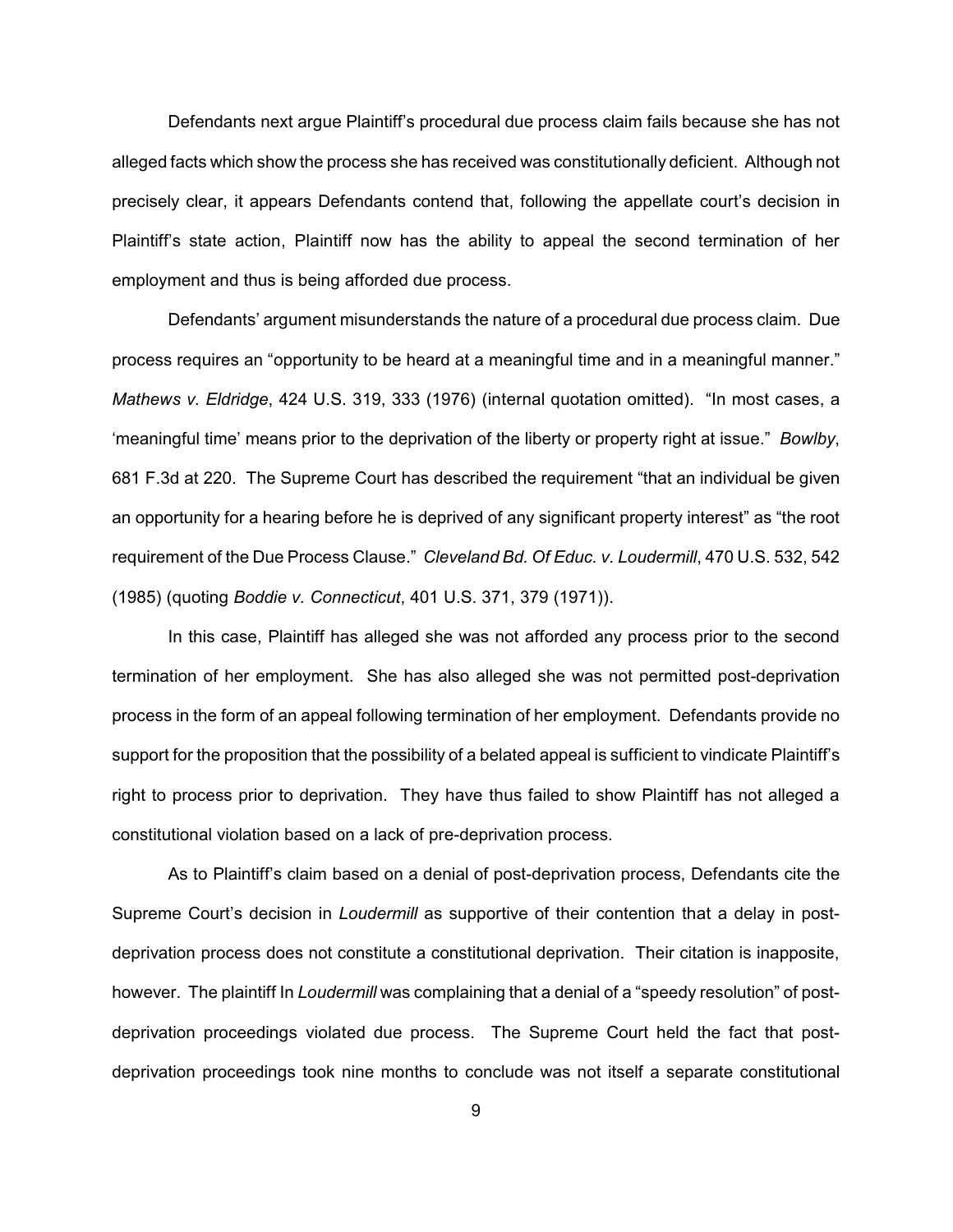Defendants next argue Plaintiff's procedural due process claim fails because she has not alleged facts which show the process she has received was constitutionally deficient. Although not precisely clear, it appears Defendants contend that, following the appellate court's decision in Plaintiff's state action, Plaintiff now has the ability to appeal the second termination of her employment and thus is being afforded due process.

Defendants' argument misunderstands the nature of a procedural due process claim. Due process requires an "opportunity to be heard at a meaningful time and in a meaningful manner." *Mathews v. Eldridge*, 424 U.S. 319, 333 (1976) (internal quotation omitted). "In most cases, a 'meaningful time' means prior to the deprivation of the liberty or property right at issue." *Bowlby*, 681 F.3d at 220. The Supreme Court has described the requirement "that an individual be given an opportunity for a hearing before he is deprived of any significant property interest" as "the root requirement of the Due Process Clause." *Cleveland Bd. Of Educ. v. Loudermill*, 470 U.S. 532, 542 (1985) (quoting *Boddie v. Connecticut*, 401 U.S. 371, 379 (1971)).

In this case, Plaintiff has alleged she was not afforded any process prior to the second termination of her employment. She has also alleged she was not permitted post-deprivation process in the form of an appeal following termination of her employment. Defendants provide no support for the proposition that the possibility of a belated appeal is sufficient to vindicate Plaintiff's right to process prior to deprivation. They have thus failed to show Plaintiff has not alleged a constitutional violation based on a lack of pre-deprivation process.

As to Plaintiff's claim based on a denial of post-deprivation process, Defendants cite the Supreme Court's decision in *Loudermill* as supportive of their contention that a delay in post-deprivation process does not constitute a constitutional deprivation. Their citation is inapposite, however. The plaintiff In *Loudermill* was complaining that a denial of a "speedy resolution" of post-deprivation proceedings violated due process. The Supreme Court held the fact that post-deprivation proceedings took nine months to conclude was not itself a separate constitutional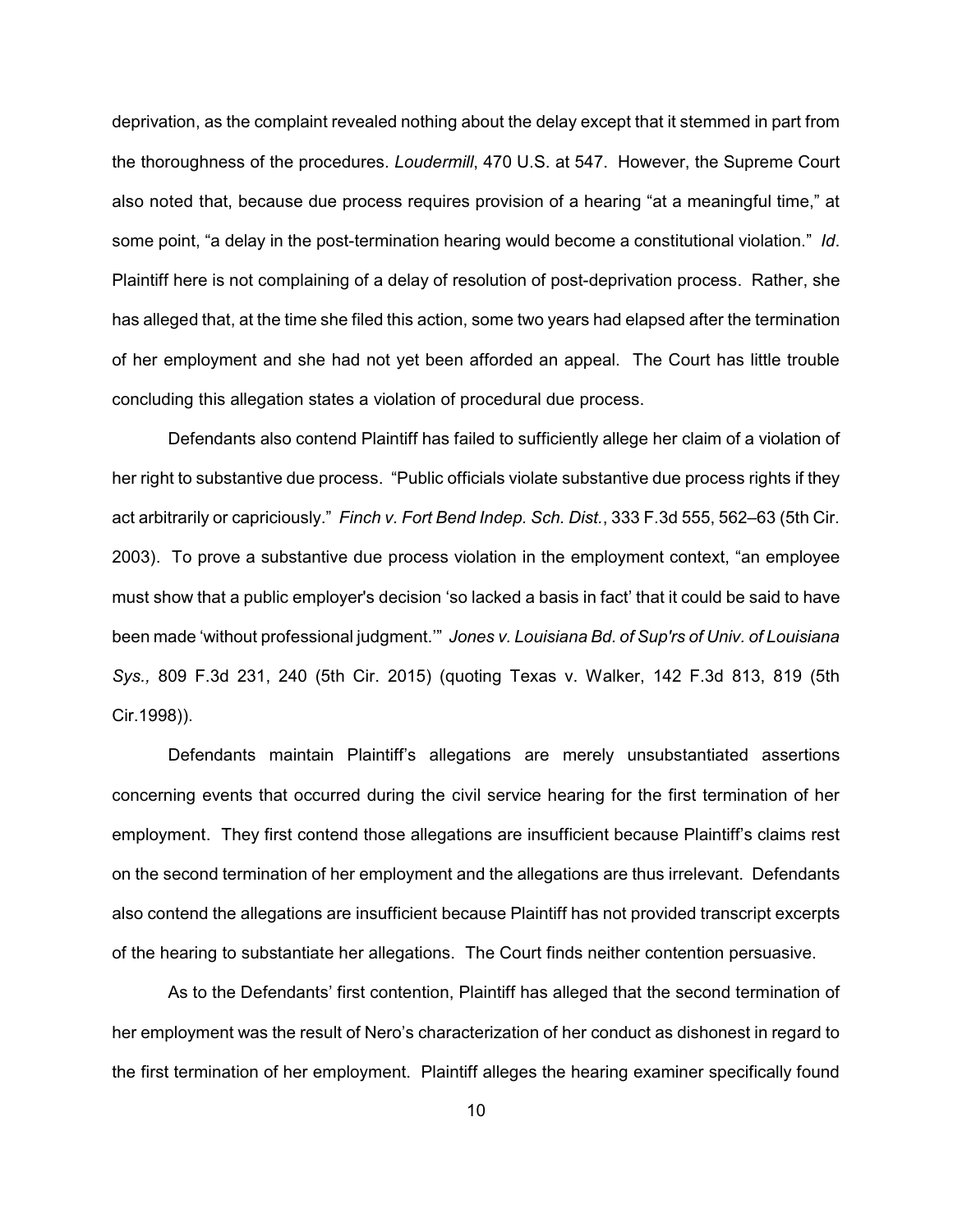deprivation, as the complaint revealed nothing about the delay except that it stemmed in part from the thoroughness of the procedures. *Loudermill*, 470 U.S. at 547. However, the Supreme Court also noted that, because due process requires provision of a hearing "at a meaningful time," at some point, "a delay in the post-termination hearing would become a constitutional violation." *Id*. Plaintiff here is not complaining of a delay of resolution of post-deprivation process. Rather, she has alleged that, at the time she filed this action, some two years had elapsed after the termination of her employment and she had not yet been afforded an appeal. The Court has little trouble concluding this allegation states a violation of procedural due process.

Defendants also contend Plaintiff has failed to sufficiently allege her claim of a violation of her right to substantive due process. "Public officials violate substantive due process rights if they act arbitrarily or capriciously." *Finch v. Fort Bend Indep. Sch. Dist.*, 333 F.3d 555, 562–63 (5th Cir. 2003). To prove a substantive due process violation in the employment context, "an employee must show that a public employer's decision 'so lacked a basis in fact' that it could be said to have been made 'without professional judgment.'" *Jones v. Louisiana Bd. of Sup'rs of Univ. of Louisiana Sys.,* 809 F.3d 231, 240 (5th Cir. 2015) (quoting Texas v. Walker, 142 F.3d 813, 819 (5th Cir.1998)).

Defendants maintain Plaintiff's allegations are merely unsubstantiated assertions concerning events that occurred during the civil service hearing for the first termination of her employment. They first contend those allegations are insufficient because Plaintiff's claims rest on the second termination of her employment and the allegations are thus irrelevant. Defendants also contend the allegations are insufficient because Plaintiff has not provided transcript excerpts of the hearing to substantiate her allegations. The Court finds neither contention persuasive.

As to the Defendants' first contention, Plaintiff has alleged that the second termination of her employment was the result of Nero's characterization of her conduct as dishonest in regard to the first termination of her employment. Plaintiff alleges the hearing examiner specifically found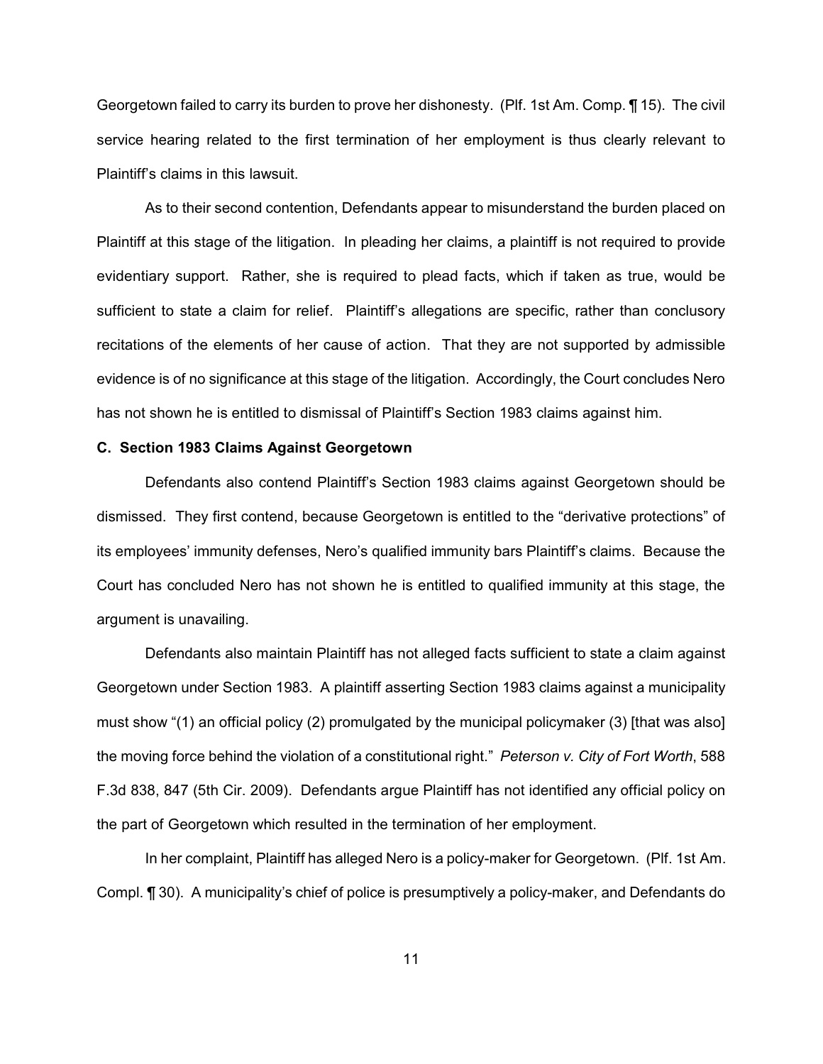Georgetown failed to carry its burden to prove her dishonesty. (Plf. 1st Am. Comp. ¶ 15). The civil service hearing related to the first termination of her employment is thus clearly relevant to Plaintiff's claims in this lawsuit.

As to their second contention, Defendants appear to misunderstand the burden placed on Plaintiff at this stage of the litigation. In pleading her claims, a plaintiff is not required to provide evidentiary support. Rather, she is required to plead facts, which if taken as true, would be sufficient to state a claim for relief. Plaintiff's allegations are specific, rather than conclusory recitations of the elements of her cause of action. That they are not supported by admissible evidence is of no significance at this stage of the litigation. Accordingly, the Court concludes Nero has not shown he is entitled to dismissal of Plaintiff's Section 1983 claims against him.

**C. Section 1983 Claims Against Georgetown**

Defendants also contend Plaintiff's Section 1983 claims against Georgetown should be dismissed. They first contend, because Georgetown is entitled to the "derivative protections" of its employees' immunity defenses, Nero's qualified immunity bars Plaintiff's claims. Because the Court has concluded Nero has not shown he is entitled to qualified immunity at this stage, the argument is unavailing.

Defendants also maintain Plaintiff has not alleged facts sufficient to state a claim against Georgetown under Section 1983. A plaintiff asserting Section 1983 claims against a municipality must show "(1) an official policy (2) promulgated by the municipal policymaker (3) [that was also] the moving force behind the violation of a constitutional right." *Peterson v. City of Fort Worth*, 588 F.3d 838, 847 (5th Cir. 2009). Defendants argue Plaintiff has not identified any official policy on the part of Georgetown which resulted in the termination of her employment.

In her complaint, Plaintiff has alleged Nero is a policy-maker for Georgetown. (Plf. 1st Am. Compl. ¶ 30). A municipality's chief of police is presumptively a policy-maker, and Defendants do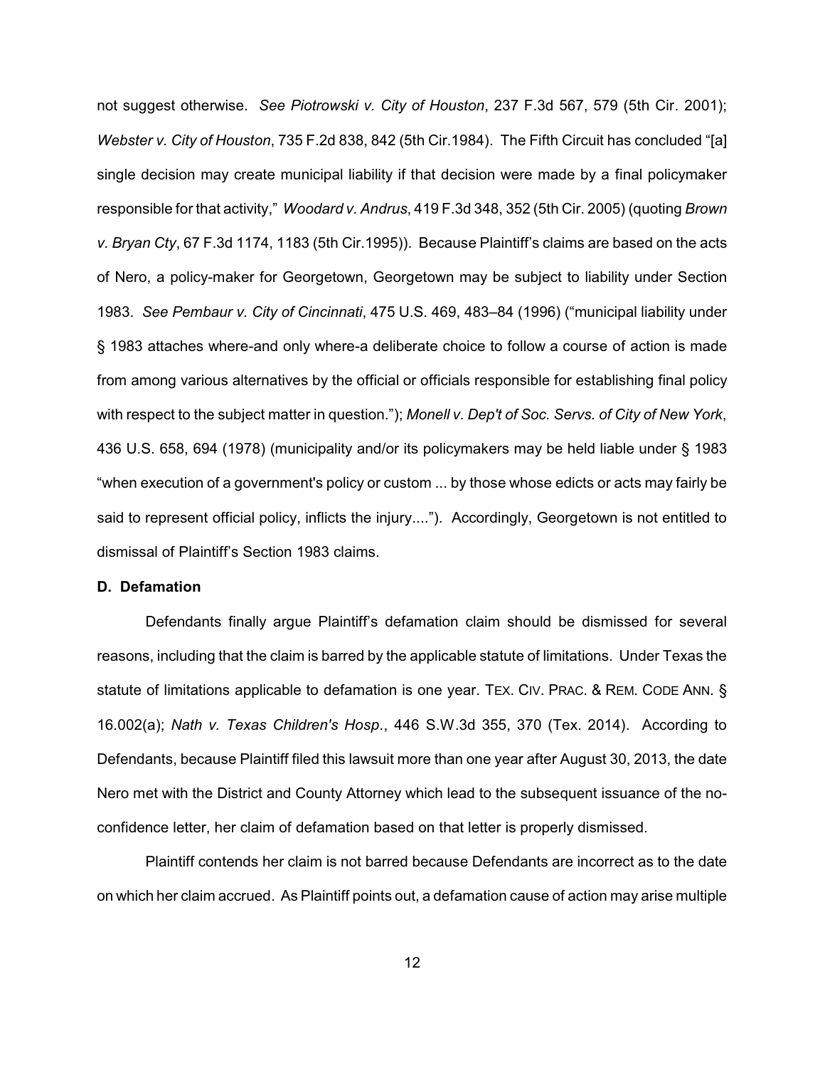not suggest otherwise. *See Piotrowski v. City of Houston*, 237 F.3d 567, 579 (5th Cir. 2001); *Webster v. City of Houston*, 735 F.2d 838, 842 (5th Cir.1984). The Fifth Circuit has concluded "[a] single decision may create municipal liability if that decision were made by a final policymaker responsible for that activity," *Woodard v. Andrus*, 419 F.3d 348, 352 (5th Cir. 2005) (quoting *Brown v. Bryan Cty*, 67 F.3d 1174, 1183 (5th Cir.1995)). Because Plaintiff's claims are based on the acts of Nero, a policy-maker for Georgetown, Georgetown may be subject to liability under Section 1983. *See Pembaur v. City of Cincinnati*, 475 U.S. 469, 483–84 (1996) ("municipal liability under § 1983 attaches where-and only where-a deliberate choice to follow a course of action is made from among various alternatives by the official or officials responsible for establishing final policy with respect to the subject matter in question."); *Monell v. Dep't of Soc. Servs. of City of New York*, 436 U.S. 658, 694 (1978) (municipality and/or its policymakers may be held liable under § 1983 "when execution of a government's policy or custom ... by those whose edicts or acts may fairly be said to represent official policy, inflicts the injury...."). Accordingly, Georgetown is not entitled to dismissal of Plaintiff's Section 1983 claims.

**D. Defamation**

Defendants finally argue Plaintiff's defamation claim should be dismissed for several reasons, including that the claim is barred by the applicable statute of limitations. Under Texas the statute of limitations applicable to defamation is one year. TEX. CIV. PRAC. & REM. CODE ANN. § 16.002(a); *Nath v. Texas Children's Hosp.*, 446 S.W.3d 355, 370 (Tex. 2014). According to Defendants, because Plaintiff filed this lawsuit more than one year after August 30, 2013, the date Nero met with the District and County Attorney which lead to the subsequent issuance of the no-confidence letter, her claim of defamation based on that letter is properly dismissed.

Plaintiff contends her claim is not barred because Defendants are incorrect as to the date on which her claim accrued. As Plaintiff points out, a defamation cause of action may arise multiple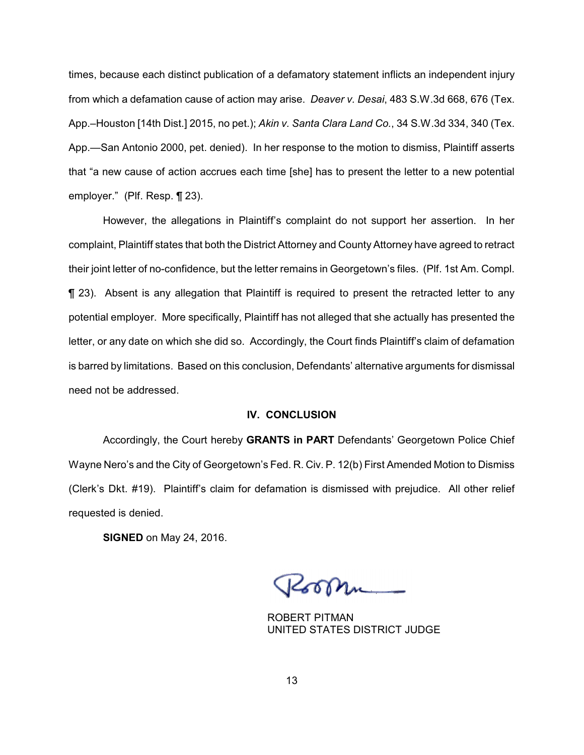times, because each distinct publication of a defamatory statement inflicts an independent injury from which a defamation cause of action may arise. *Deaver v. Desai*, 483 S.W.3d 668, 676 (Tex. App.–Houston [14th Dist.] 2015, no pet.); *Akin v. Santa Clara Land Co.*, 34 S.W.3d 334, 340 (Tex. App.—San Antonio 2000, pet. denied). In her response to the motion to dismiss, Plaintiff asserts that "a new cause of action accrues each time [she] has to present the letter to a new potential employer." (Plf. Resp. ¶ 23).

However, the allegations in Plaintiff's complaint do not support her assertion. In her complaint, Plaintiff states that both the District Attorney and County Attorney have agreed to retract their joint letter of no-confidence, but the letter remains in Georgetown's files. (Plf. 1st Am. Compl. ¶ 23). Absent is any allegation that Plaintiff is required to present the retracted letter to any potential employer. More specifically, Plaintiff has not alleged that she actually has presented the letter, or any date on which she did so. Accordingly, the Court finds Plaintiff's claim of defamation is barred by limitations. Based on this conclusion, Defendants' alternative arguments for dismissal need not be addressed.

## IV. CONCLUSION

Accordingly, the Court hereby **GRANTS in PART** Defendants' Georgetown Police Chief Wayne Nero's and the City of Georgetown's Fed. R. Civ. P. 12(b) First Amended Motion to Dismiss (Clerk's Dkt. #19). Plaintiff's claim for defamation is dismissed with prejudice. All other relief requested is denied.

**SIGNED** on May 24, 2016.

ROBERT PITMAN
UNITED STATES DISTRICT JUDGE